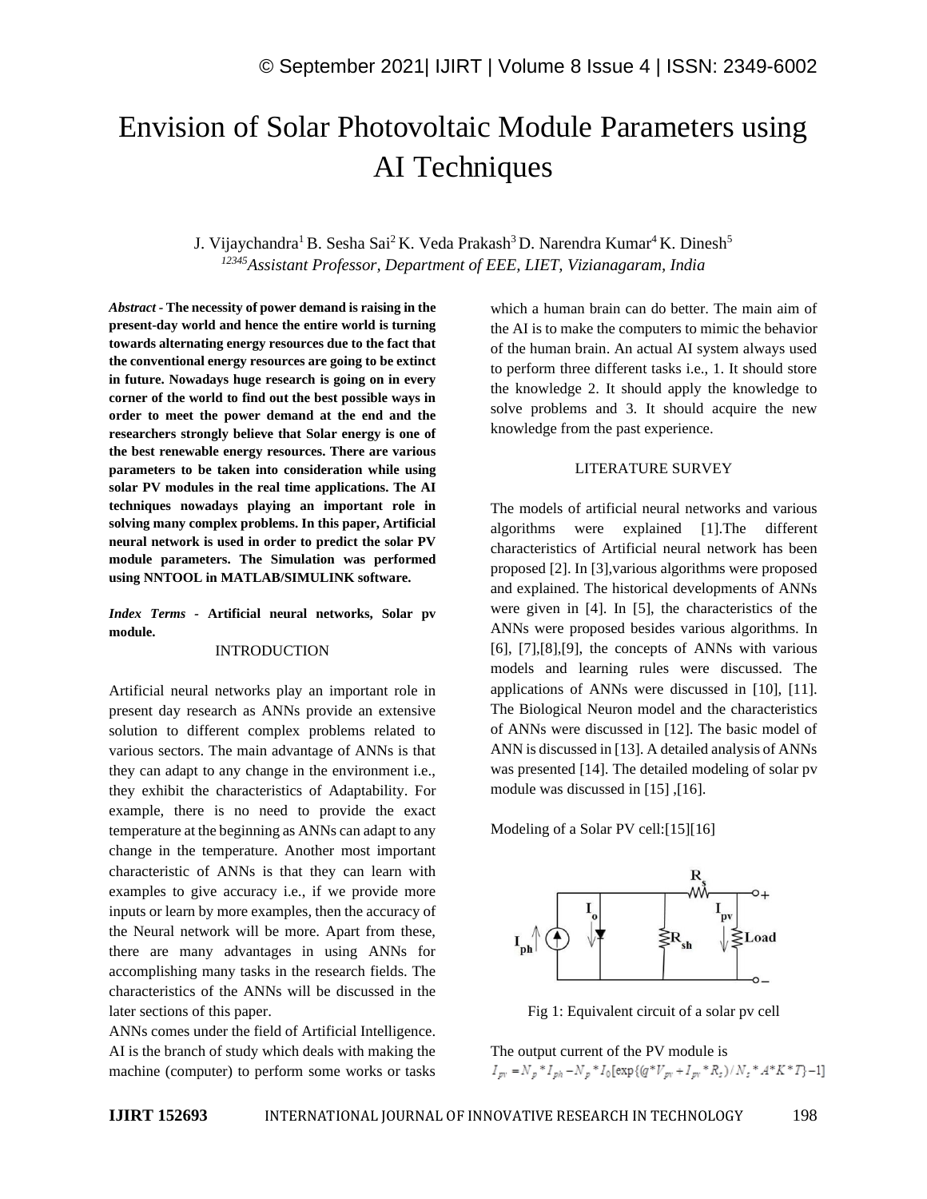# Envision of Solar Photovoltaic Module Parameters using AI Techniques

J. Vijaychandra[1] B. Sesha Sai[2] K. Veda Prakash[3] D. Narendra Kumar[4] K. Dinesh[5]

*[12345]Assistant Professor, Department of EEE, LIET, Vizianagaram, India*

***Abstract* - The necessity of power demand is raising in the present-day world and hence the entire world is turning towards alternating energy resources due to the fact that the conventional energy resources are going to be extinct in future. Nowadays huge research is going on in every corner of the world to find out the best possible ways in order to meet the power demand at the end and the researchers strongly believe that Solar energy is one of the best renewable energy resources. There are various parameters to be taken into consideration while using solar PV modules in the real time applications. The AI techniques nowadays playing an important role in solving many complex problems. In this paper, Artificial neural network is used in order to predict the solar PV module parameters. The Simulation was performed using NNTOOL in MATLAB/SIMULINK software.**

***Index Terms* - Artificial neural networks, Solar pv module.**

## INTRODUCTION

Artificial neural networks play an important role in present day research as ANNs provide an extensive solution to different complex problems related to various sectors. The main advantage of ANNs is that they can adapt to any change in the environment i.e., they exhibit the characteristics of Adaptability. For example, there is no need to provide the exact temperature at the beginning as ANNs can adapt to any change in the temperature. Another most important characteristic of ANNs is that they can learn with examples to give accuracy i.e., if we provide more inputs or learn by more examples, then the accuracy of the Neural network will be more. Apart from these, there are many advantages in using ANNs for accomplishing many tasks in the research fields. The characteristics of the ANNs will be discussed in the later sections of this paper.

ANNs comes under the field of Artificial Intelligence. AI is the branch of study which deals with making the machine (computer) to perform some works or tasks which a human brain can do better. The main aim of the AI is to make the computers to mimic the behavior of the human brain. An actual AI system always used to perform three different tasks i.e., 1. It should store the knowledge 2. It should apply the knowledge to solve problems and 3. It should acquire the new knowledge from the past experience.

## LITERATURE SURVEY

The models of artificial neural networks and various algorithms were explained [1].The different characteristics of Artificial neural network has been proposed [2]. In [3],various algorithms were proposed and explained. The historical developments of ANNs were given in [4]. In [5], the characteristics of the ANNs were proposed besides various algorithms. In [6], [7],[8],[9], the concepts of ANNs with various models and learning rules were discussed. The applications of ANNs were discussed in [10], [11]. The Biological Neuron model and the characteristics of ANNs were discussed in [12]. The basic model of ANN is discussed in [13]. A detailed analysis of ANNs was presented [14]. The detailed modeling of solar pv module was discussed in [15] ,[16].

Modeling of a Solar PV cell:[15][16]

Fig 1: Equivalent circuit of a solar pv cell

The output current of the PV module is

$$I_{pv} = N_p * I_{ph} - N_p * I_0[\exp\{(q*V_{pv} + I_{pv}*R_s)/N_s*A*K*T\}-1]$$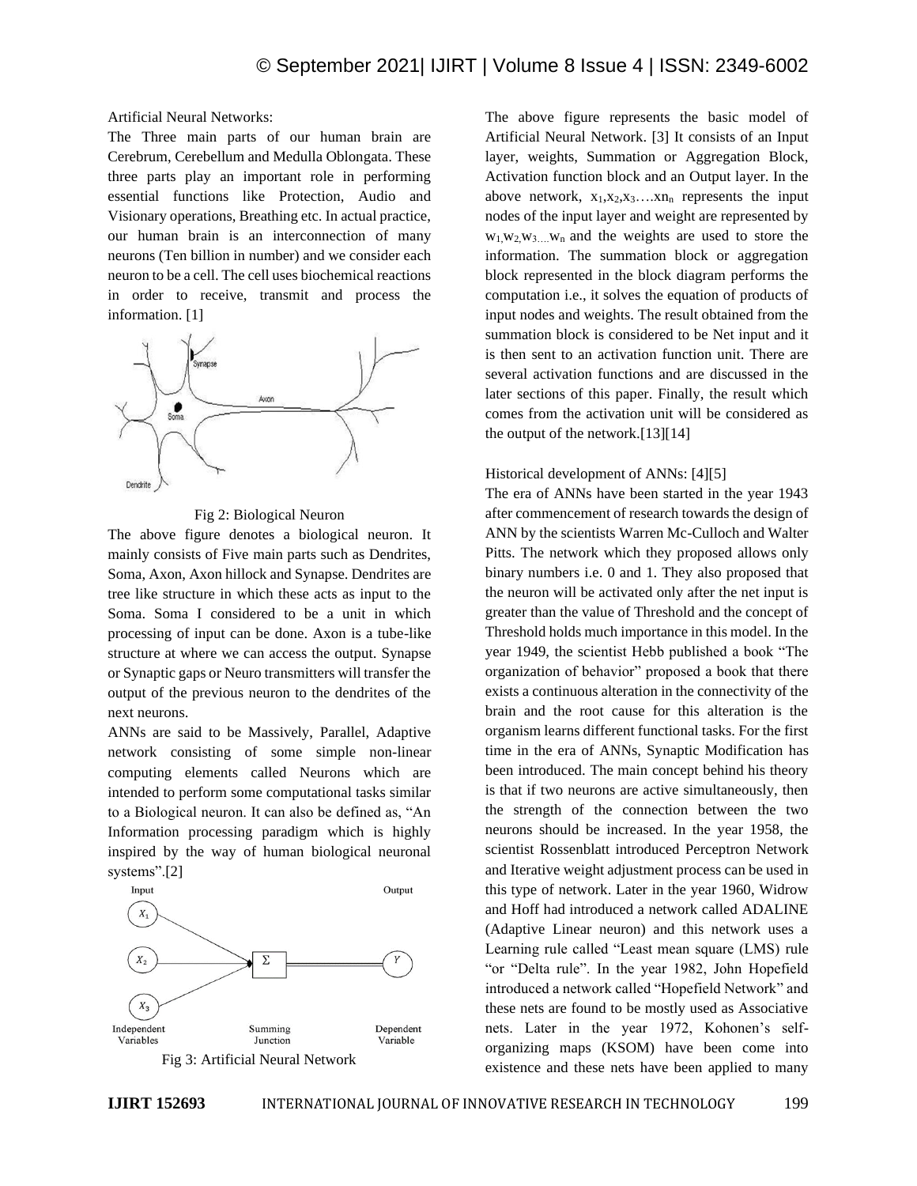Artificial Neural Networks:

The Three main parts of our human brain are Cerebrum, Cerebellum and Medulla Oblongata. These three parts play an important role in performing essential functions like Protection, Audio and Visionary operations, Breathing etc. In actual practice, our human brain is an interconnection of many neurons (Ten billion in number) and we consider each neuron to be a cell. The cell uses biochemical reactions in order to receive, transmit and process the information. [1]

Fig 2: Biological Neuron

The above figure denotes a biological neuron. It mainly consists of Five main parts such as Dendrites, Soma, Axon, Axon hillock and Synapse. Dendrites are tree like structure in which these acts as input to the Soma. Soma I considered to be a unit in which processing of input can be done. Axon is a tube-like structure at where we can access the output. Synapse or Synaptic gaps or Neuro transmitters will transfer the output of the previous neuron to the dendrites of the next neurons.

ANNs are said to be Massively, Parallel, Adaptive network consisting of some simple non-linear computing elements called Neurons which are intended to perform some computational tasks similar to a Biological neuron. It can also be defined as, "An Information processing paradigm which is highly inspired by the way of human biological neuronal systems".[2]

Fig 3: Artificial Neural Network

The above figure represents the basic model of Artificial Neural Network. [3] It consists of an Input layer, weights, Summation or Aggregation Block, Activation function block and an Output layer. In the above network, $x_1, x_2, x_3 \ldots xn_n$ represents the input nodes of the input layer and weight are represented by $w_1, w_2, w_3 \ldots w_n$ and the weights are used to store the information. The summation block or aggregation block represented in the block diagram performs the computation i.e., it solves the equation of products of input nodes and weights. The result obtained from the summation block is considered to be Net input and it is then sent to an activation function unit. There are several activation functions and are discussed in the later sections of this paper. Finally, the result which comes from the activation unit will be considered as the output of the network.[13][14]

Historical development of ANNs: [4][5]

The era of ANNs have been started in the year 1943 after commencement of research towards the design of ANN by the scientists Warren Mc-Culloch and Walter Pitts. The network which they proposed allows only binary numbers i.e. 0 and 1. They also proposed that the neuron will be activated only after the net input is greater than the value of Threshold and the concept of Threshold holds much importance in this model. In the year 1949, the scientist Hebb published a book "The organization of behavior" proposed a book that there exists a continuous alteration in the connectivity of the brain and the root cause for this alteration is the organism learns different functional tasks. For the first time in the era of ANNs, Synaptic Modification has been introduced. The main concept behind his theory is that if two neurons are active simultaneously, then the strength of the connection between the two neurons should be increased. In the year 1958, the scientist Rossenblatt introduced Perceptron Network and Iterative weight adjustment process can be used in this type of network. Later in the year 1960, Widrow and Hoff had introduced a network called ADALINE (Adaptive Linear neuron) and this network uses a Learning rule called "Least mean square (LMS) rule "or "Delta rule". In the year 1982, John Hopefield introduced a network called "Hopefield Network" and these nets are found to be mostly used as Associative nets. Later in the year 1972, Kohonen's self-organizing maps (KSOM) have been come into existence and these nets have been applied to many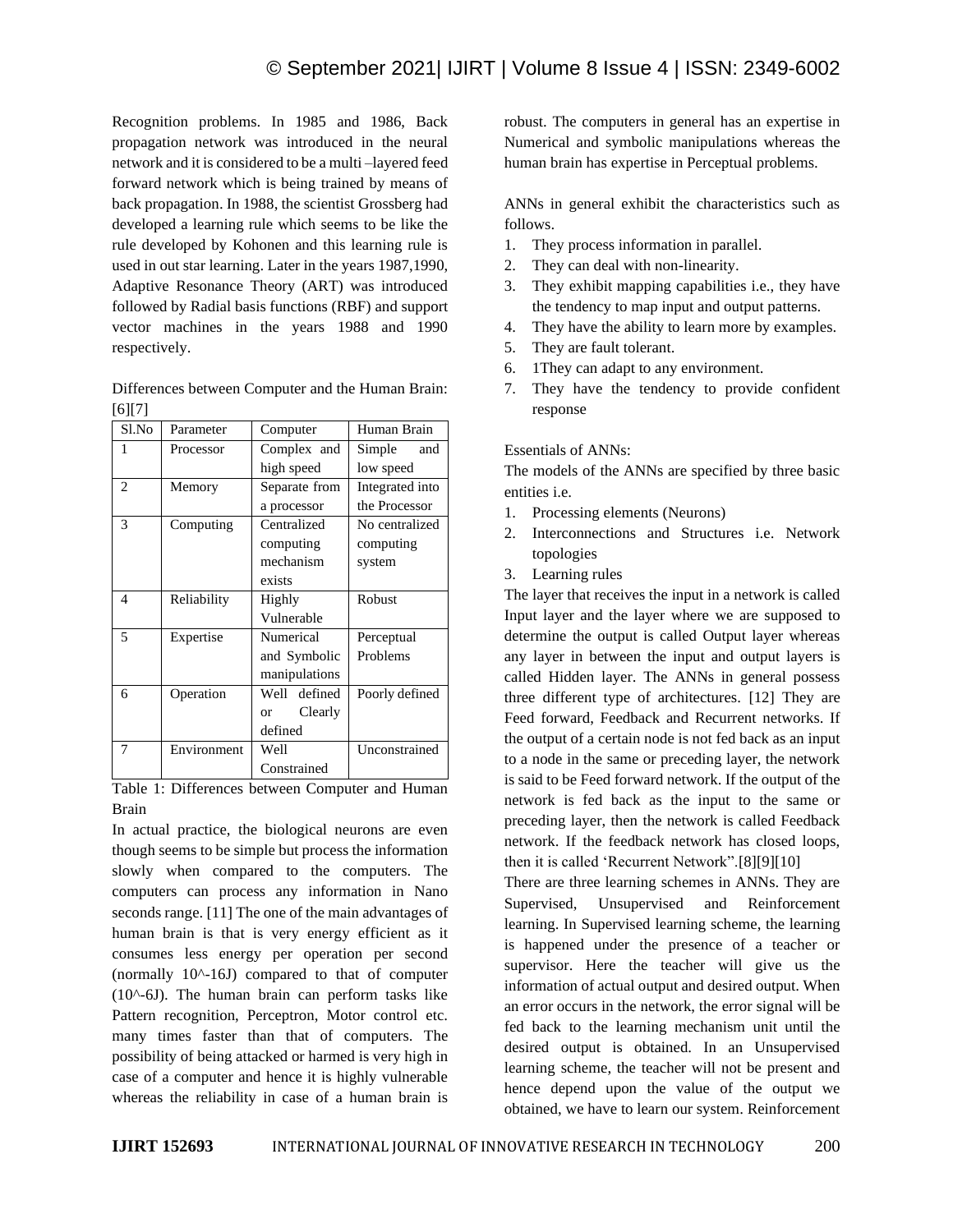Recognition problems. In 1985 and 1986, Back propagation network was introduced in the neural network and it is considered to be a multi –layered feed forward network which is being trained by means of back propagation. In 1988, the scientist Grossberg had developed a learning rule which seems to be like the rule developed by Kohonen and this learning rule is used in out star learning. Later in the years 1987,1990, Adaptive Resonance Theory (ART) was introduced followed by Radial basis functions (RBF) and support vector machines in the years 1988 and 1990 respectively.

Differences between Computer and the Human Brain: [6][7]

| Sl.No | Parameter | Computer | Human Brain |
|---|---|---|---|
| 1 | Processor | Complex and high speed | Simple and low speed |
| 2 | Memory | Separate from a processor | Integrated into the Processor |
| 3 | Computing | Centralized computing mechanism exists | No centralized computing system |
| 4 | Reliability | Highly Vulnerable | Robust |
| 5 | Expertise | Numerical and Symbolic manipulations | Perceptual Problems |
| 6 | Operation | Well defined or Clearly defined | Poorly defined |
| 7 | Environment | Well Constrained | Unconstrained |

Table 1: Differences between Computer and Human Brain

In actual practice, the biological neurons are even though seems to be simple but process the information slowly when compared to the computers. The computers can process any information in Nano seconds range. [11] The one of the main advantages of human brain is that is very energy efficient as it consumes less energy per operation per second (normally 10^-16J) compared to that of computer (10^-6J). The human brain can perform tasks like Pattern recognition, Perceptron, Motor control etc. many times faster than that of computers. The possibility of being attacked or harmed is very high in case of a computer and hence it is highly vulnerable whereas the reliability in case of a human brain is robust. The computers in general has an expertise in Numerical and symbolic manipulations whereas the human brain has expertise in Perceptual problems.

ANNs in general exhibit the characteristics such as follows.

1. They process information in parallel.
2. They can deal with non-linearity.
3. They exhibit mapping capabilities i.e., they have the tendency to map input and output patterns.
4. They have the ability to learn more by examples.
5. They are fault tolerant.
6. 1They can adapt to any environment.
7. They have the tendency to provide confident response

Essentials of ANNs:

The models of the ANNs are specified by three basic entities i.e.

1. Processing elements (Neurons)
2. Interconnections and Structures i.e. Network topologies
3. Learning rules

The layer that receives the input in a network is called Input layer and the layer where we are supposed to determine the output is called Output layer whereas any layer in between the input and output layers is called Hidden layer. The ANNs in general possess three different type of architectures. [12] They are Feed forward, Feedback and Recurrent networks. If the output of a certain node is not fed back as an input to a node in the same or preceding layer, the network is said to be Feed forward network. If the output of the network is fed back as the input to the same or preceding layer, then the network is called Feedback network. If the feedback network has closed loops, then it is called 'Recurrent Network".[8][9][10]

There are three learning schemes in ANNs. They are Supervised, Unsupervised and Reinforcement learning. In Supervised learning scheme, the learning is happened under the presence of a teacher or supervisor. Here the teacher will give us the information of actual output and desired output. When an error occurs in the network, the error signal will be fed back to the learning mechanism unit until the desired output is obtained. In an Unsupervised learning scheme, the teacher will not be present and hence depend upon the value of the output we obtained, we have to learn our system. Reinforcement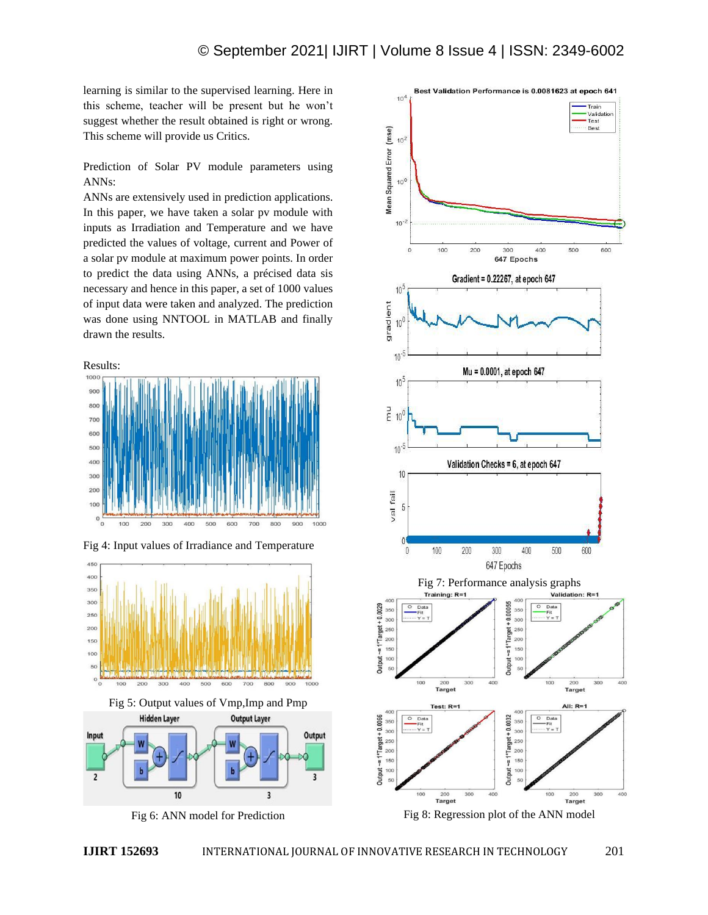learning is similar to the supervised learning. Here in this scheme, teacher will be present but he won't suggest whether the result obtained is right or wrong. This scheme will provide us Critics.

Prediction of Solar PV module parameters using ANNs:

ANNs are extensively used in prediction applications. In this paper, we have taken a solar pv module with inputs as Irradiation and Temperature and we have predicted the values of voltage, current and Power of a solar pv module at maximum power points. In order to predict the data using ANNs, a précised data sis necessary and hence in this paper, a set of 1000 values of input data were taken and analyzed. The prediction was done using NNTOOL in MATLAB and finally drawn the results.

Results:

Fig 4: Input values of Irradiance and Temperature

Fig 5: Output values of Vmp,Imp and Pmp

Fig 6: ANN model for Prediction

Fig 7: Performance analysis graphs

Fig 8: Regression plot of the ANN model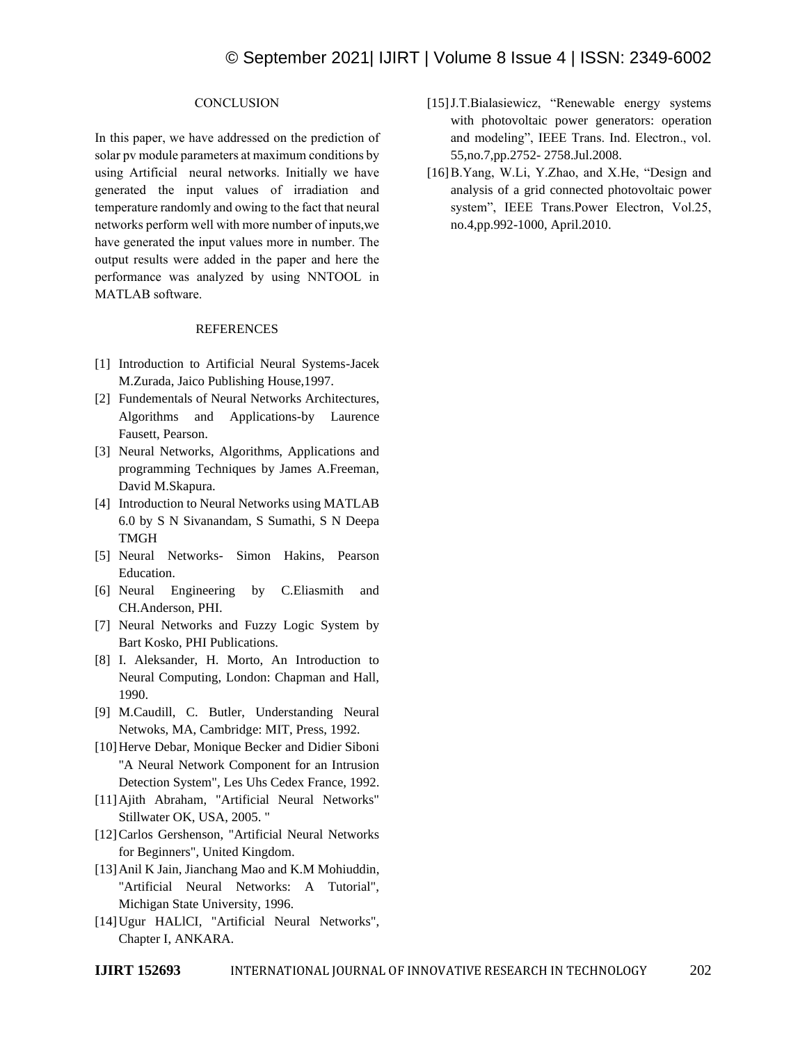## CONCLUSION

In this paper, we have addressed on the prediction of solar pv module parameters at maximum conditions by using Artificial neural networks. Initially we have generated the input values of irradiation and temperature randomly and owing to the fact that neural networks perform well with more number of inputs,we have generated the input values more in number. The output results were added in the paper and here the performance was analyzed by using NNTOOL in MATLAB software.

## REFERENCES

[1] Introduction to Artificial Neural Systems-Jacek M.Zurada, Jaico Publishing House,1997.

[2] Fundementals of Neural Networks Architectures, Algorithms and Applications-by Laurence Fausett, Pearson.

[3] Neural Networks, Algorithms, Applications and programming Techniques by James A.Freeman, David M.Skapura.

[4] Introduction to Neural Networks using MATLAB 6.0 by S N Sivanandam, S Sumathi, S N Deepa TMGH

[5] Neural Networks- Simon Hakins, Pearson Education.

[6] Neural Engineering by C.Eliasmith and CH.Anderson, PHI.

[7] Neural Networks and Fuzzy Logic System by Bart Kosko, PHI Publications.

[8] I. Aleksander, H. Morto, An Introduction to Neural Computing, London: Chapman and Hall, 1990.

[9] M.Caudill, C. Butler, Understanding Neural Netwoks, MA, Cambridge: MIT, Press, 1992.

[10] Herve Debar, Monique Becker and Didier Siboni "A Neural Network Component for an Intrusion Detection System", Les Uhs Cedex France, 1992.

[11] Ajith Abraham, "Artificial Neural Networks" Stillwater OK, USA, 2005. "

[12] Carlos Gershenson, "Artificial Neural Networks for Beginners", United Kingdom.

[13] Anil K Jain, Jianchang Mao and K.M Mohiuddin, "Artificial Neural Networks: A Tutorial", Michigan State University, 1996.

[14] Ugur HALlCI, "Artificial Neural Networks", Chapter I, ANKARA.

[15] J.T.Bialasiewicz, "Renewable energy systems with photovoltaic power generators: operation and modeling", IEEE Trans. Ind. Electron., vol. 55,no.7,pp.2752- 2758.Jul.2008.

[16] B.Yang, W.Li, Y.Zhao, and X.He, "Design and analysis of a grid connected photovoltaic power system", IEEE Trans.Power Electron, Vol.25, no.4,pp.992-1000, April.2010.